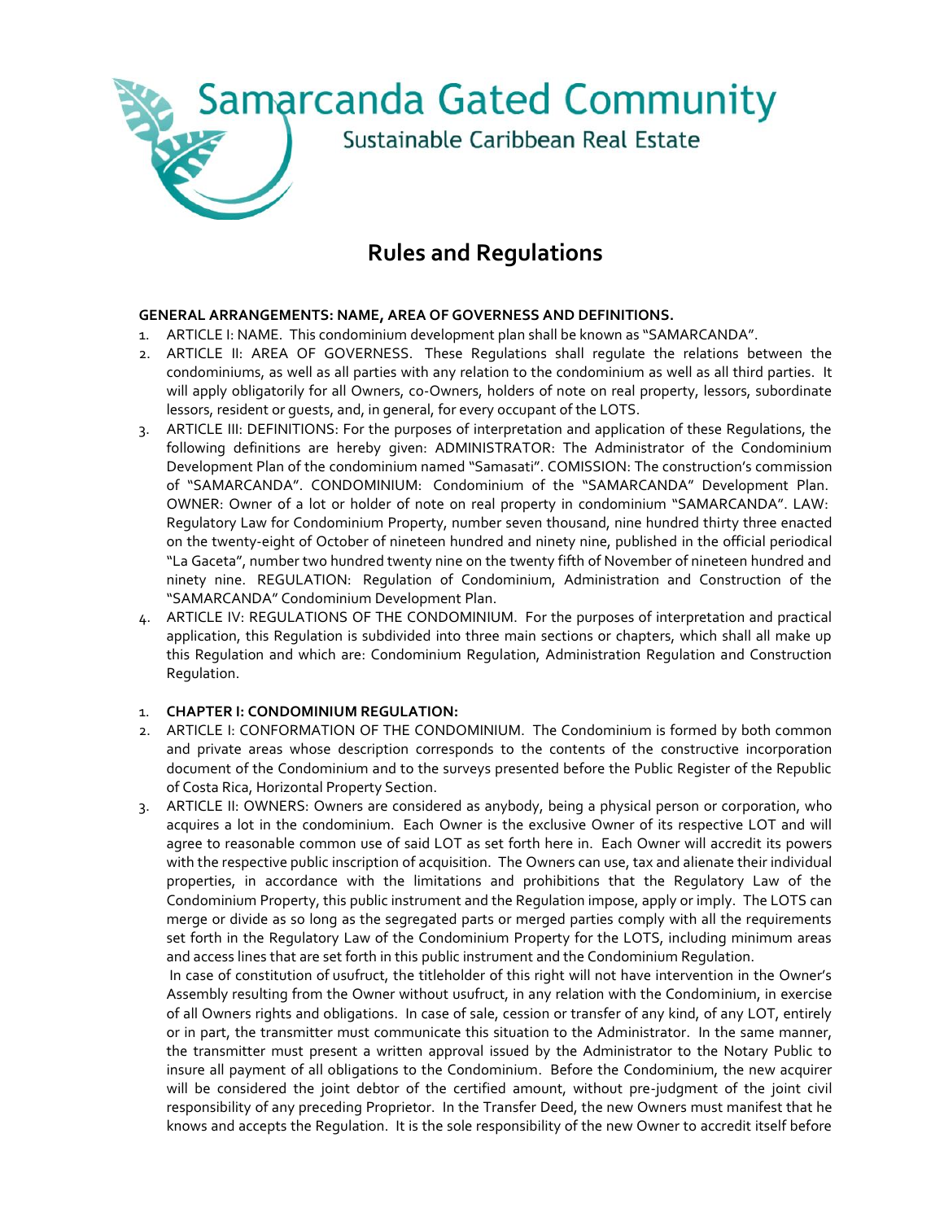# Samarcanda Gated Community

Sustainable Caribbean Real Estate

## Rules and Regulations

**GENERAL ARRANGEMENTS: NAME, AREA OF GOVERNESS AND DEFINITIONS.**

1. ARTICLE I: NAME. This condominium development plan shall be known as "SAMARCANDA".
2. ARTICLE II: AREA OF GOVERNESS. These Regulations shall regulate the relations between the condominiums, as well as all parties with any relation to the condominium as well as all third parties. It will apply obligatorily for all Owners, co-Owners, holders of note on real property, lessors, subordinate lessors, resident or guests, and, in general, for every occupant of the LOTS.
3. ARTICLE III: DEFINITIONS: For the purposes of interpretation and application of these Regulations, the following definitions are hereby given: ADMINISTRATOR: The Administrator of the Condominium Development Plan of the condominium named "Samasati". COMISSION: The construction's commission of "SAMARCANDA". CONDOMINIUM: Condominium of the "SAMARCANDA" Development Plan. OWNER: Owner of a lot or holder of note on real property in condominium "SAMARCANDA". LAW: Regulatory Law for Condominium Property, number seven thousand, nine hundred thirty three enacted on the twenty-eight of October of nineteen hundred and ninety nine, published in the official periodical "La Gaceta", number two hundred twenty nine on the twenty fifth of November of nineteen hundred and ninety nine. REGULATION: Regulation of Condominium, Administration and Construction of the "SAMARCANDA" Condominium Development Plan.
4. ARTICLE IV: REGULATIONS OF THE CONDOMINIUM. For the purposes of interpretation and practical application, this Regulation is subdivided into three main sections or chapters, which shall all make up this Regulation and which are: Condominium Regulation, Administration Regulation and Construction Regulation.

1. **CHAPTER I: CONDOMINIUM REGULATION:**
2. ARTICLE I: CONFORMATION OF THE CONDOMINIUM. The Condominium is formed by both common and private areas whose description corresponds to the contents of the constructive incorporation document of the Condominium and to the surveys presented before the Public Register of the Republic of Costa Rica, Horizontal Property Section.
3. ARTICLE II: OWNERS: Owners are considered as anybody, being a physical person or corporation, who acquires a lot in the condominium. Each Owner is the exclusive Owner of its respective LOT and will agree to reasonable common use of said LOT as set forth here in. Each Owner will accredit its powers with the respective public inscription of acquisition. The Owners can use, tax and alienate their individual properties, in accordance with the limitations and prohibitions that the Regulatory Law of the Condominium Property, this public instrument and the Regulation impose, apply or imply. The LOTS can merge or divide as so long as the segregated parts or merged parties comply with all the requirements set forth in the Regulatory Law of the Condominium Property for the LOTS, including minimum areas and access lines that are set forth in this public instrument and the Condominium Regulation.

   In case of constitution of usufruct, the titleholder of this right will not have intervention in the Owner's Assembly resulting from the Owner without usufruct, in any relation with the Condominium, in exercise of all Owners rights and obligations. In case of sale, cession or transfer of any kind, of any LOT, entirely or in part, the transmitter must communicate this situation to the Administrator. In the same manner, the transmitter must present a written approval issued by the Administrator to the Notary Public to insure all payment of all obligations to the Condominium. Before the Condominium, the new acquirer will be considered the joint debtor of the certified amount, without pre-judgment of the joint civil responsibility of any preceding Proprietor. In the Transfer Deed, the new Owners must manifest that he knows and accepts the Regulation. It is the sole responsibility of the new Owner to accredit itself before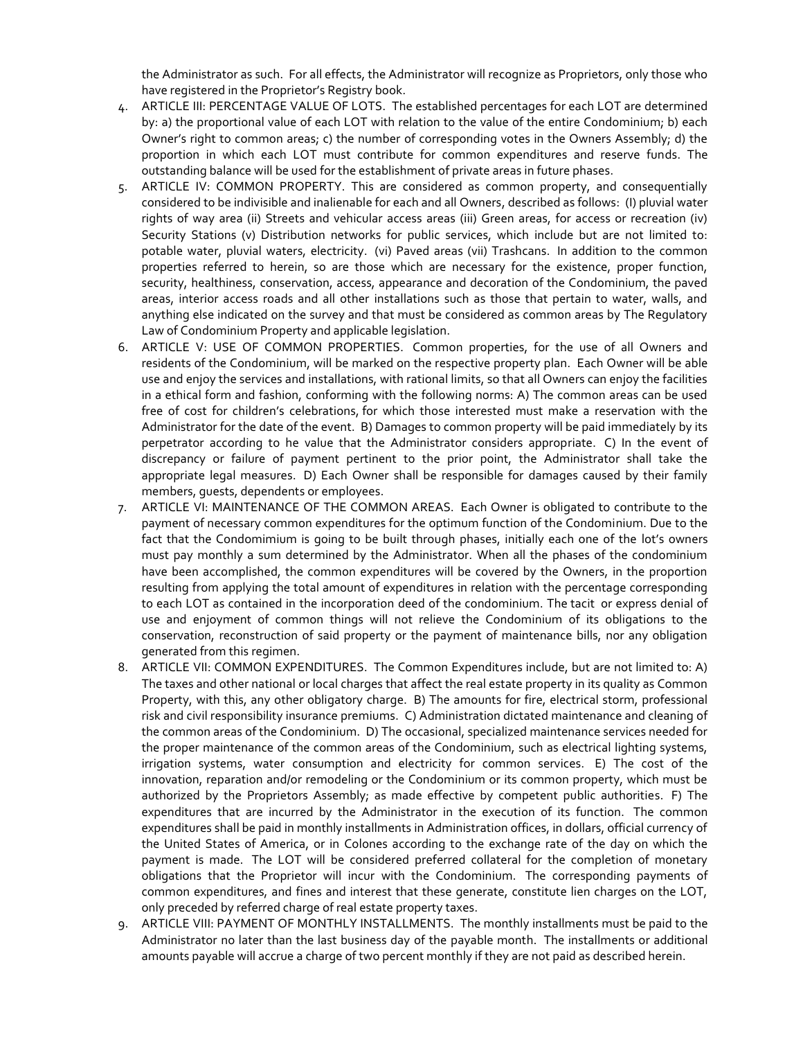the Administrator as such. For all effects, the Administrator will recognize as Proprietors, only those who have registered in the Proprietor's Registry book.

4. ARTICLE III: PERCENTAGE VALUE OF LOTS. The established percentages for each LOT are determined by: a) the proportional value of each LOT with relation to the value of the entire Condominium; b) each Owner's right to common areas; c) the number of corresponding votes in the Owners Assembly; d) the proportion in which each LOT must contribute for common expenditures and reserve funds. The outstanding balance will be used for the establishment of private areas in future phases.
5. ARTICLE IV: COMMON PROPERTY. This are considered as common property, and consequentially considered to be indivisible and inalienable for each and all Owners, described as follows: (I) pluvial water rights of way area (ii) Streets and vehicular access areas (iii) Green areas, for access or recreation (iv) Security Stations (v) Distribution networks for public services, which include but are not limited to: potable water, pluvial waters, electricity. (vi) Paved areas (vii) Trashcans. In addition to the common properties referred to herein, so are those which are necessary for the existence, proper function, security, healthiness, conservation, access, appearance and decoration of the Condominium, the paved areas, interior access roads and all other installations such as those that pertain to water, walls, and anything else indicated on the survey and that must be considered as common areas by The Regulatory Law of Condominium Property and applicable legislation.
6. ARTICLE V: USE OF COMMON PROPERTIES. Common properties, for the use of all Owners and residents of the Condominium, will be marked on the respective property plan. Each Owner will be able use and enjoy the services and installations, with rational limits, so that all Owners can enjoy the facilities in a ethical form and fashion, conforming with the following norms: A) The common areas can be used free of cost for children's celebrations, for which those interested must make a reservation with the Administrator for the date of the event. B) Damages to common property will be paid immediately by its perpetrator according to he value that the Administrator considers appropriate. C) In the event of discrepancy or failure of payment pertinent to the prior point, the Administrator shall take the appropriate legal measures. D) Each Owner shall be responsible for damages caused by their family members, guests, dependents or employees.
7. ARTICLE VI: MAINTENANCE OF THE COMMON AREAS. Each Owner is obligated to contribute to the payment of necessary common expenditures for the optimum function of the Condominium. Due to the fact that the Condomimium is going to be built through phases, initially each one of the lot's owners must pay monthly a sum determined by the Administrator. When all the phases of the condominium have been accomplished, the common expenditures will be covered by the Owners, in the proportion resulting from applying the total amount of expenditures in relation with the percentage corresponding to each LOT as contained in the incorporation deed of the condominium. The tacit or express denial of use and enjoyment of common things will not relieve the Condominium of its obligations to the conservation, reconstruction of said property or the payment of maintenance bills, nor any obligation generated from this regimen.
8. ARTICLE VII: COMMON EXPENDITURES. The Common Expenditures include, but are not limited to: A) The taxes and other national or local charges that affect the real estate property in its quality as Common Property, with this, any other obligatory charge. B) The amounts for fire, electrical storm, professional risk and civil responsibility insurance premiums. C) Administration dictated maintenance and cleaning of the common areas of the Condominium. D) The occasional, specialized maintenance services needed for the proper maintenance of the common areas of the Condominium, such as electrical lighting systems, irrigation systems, water consumption and electricity for common services. E) The cost of the innovation, reparation and/or remodeling or the Condominium or its common property, which must be authorized by the Proprietors Assembly; as made effective by competent public authorities. F) The expenditures that are incurred by the Administrator in the execution of its function. The common expenditures shall be paid in monthly installments in Administration offices, in dollars, official currency of the United States of America, or in Colones according to the exchange rate of the day on which the payment is made. The LOT will be considered preferred collateral for the completion of monetary obligations that the Proprietor will incur with the Condominium. The corresponding payments of common expenditures, and fines and interest that these generate, constitute lien charges on the LOT, only preceded by referred charge of real estate property taxes.
9. ARTICLE VIII: PAYMENT OF MONTHLY INSTALLMENTS. The monthly installments must be paid to the Administrator no later than the last business day of the payable month. The installments or additional amounts payable will accrue a charge of two percent monthly if they are not paid as described herein.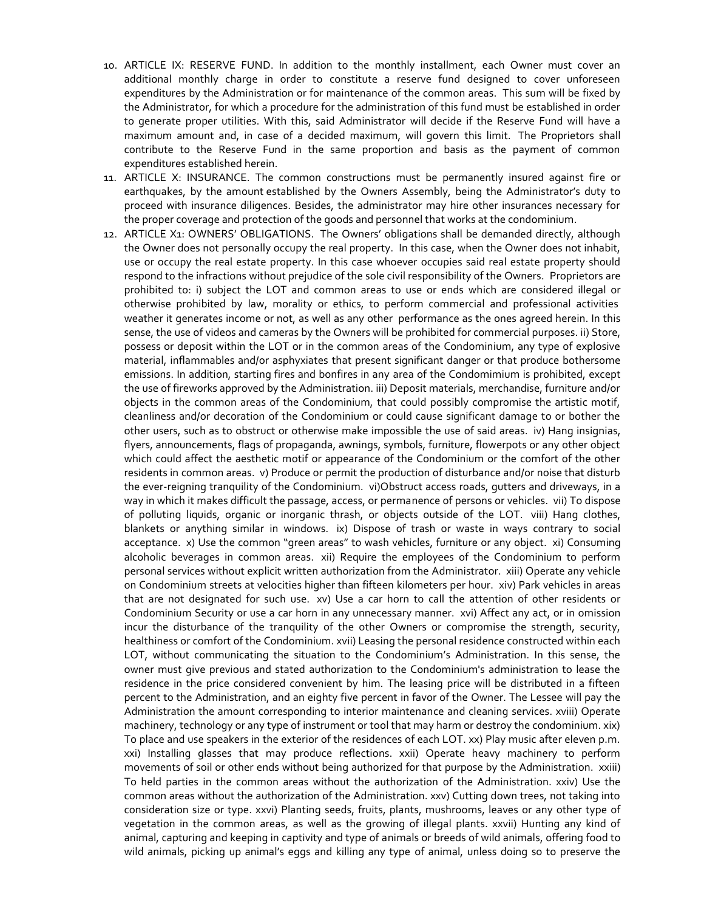10. ARTICLE IX: RESERVE FUND. In addition to the monthly installment, each Owner must cover an additional monthly charge in order to constitute a reserve fund designed to cover unforeseen expenditures by the Administration or for maintenance of the common areas. This sum will be fixed by the Administrator, for which a procedure for the administration of this fund must be established in order to generate proper utilities. With this, said Administrator will decide if the Reserve Fund will have a maximum amount and, in case of a decided maximum, will govern this limit. The Proprietors shall contribute to the Reserve Fund in the same proportion and basis as the payment of common expenditures established herein.
11. ARTICLE X: INSURANCE. The common constructions must be permanently insured against fire or earthquakes, by the amount established by the Owners Assembly, being the Administrator's duty to proceed with insurance diligences. Besides, the administrator may hire other insurances necessary for the proper coverage and protection of the goods and personnel that works at the condominium.
12. ARTICLE X1: OWNERS' OBLIGATIONS. The Owners' obligations shall be demanded directly, although the Owner does not personally occupy the real property. In this case, when the Owner does not inhabit, use or occupy the real estate property. In this case whoever occupies said real estate property should respond to the infractions without prejudice of the sole civil responsibility of the Owners. Proprietors are prohibited to: i) subject the LOT and common areas to use or ends which are considered illegal or otherwise prohibited by law, morality or ethics, to perform commercial and professional activities weather it generates income or not, as well as any other performance as the ones agreed herein. In this sense, the use of videos and cameras by the Owners will be prohibited for commercial purposes. ii) Store, possess or deposit within the LOT or in the common areas of the Condominium, any type of explosive material, inflammables and/or asphyxiates that present significant danger or that produce bothersome emissions. In addition, starting fires and bonfires in any area of the Condomimium is prohibited, except the use of fireworks approved by the Administration. iii) Deposit materials, merchandise, furniture and/or objects in the common areas of the Condominium, that could possibly compromise the artistic motif, cleanliness and/or decoration of the Condominium or could cause significant damage to or bother the other users, such as to obstruct or otherwise make impossible the use of said areas. iv) Hang insignias, flyers, announcements, flags of propaganda, awnings, symbols, furniture, flowerpots or any other object which could affect the aesthetic motif or appearance of the Condominium or the comfort of the other residents in common areas. v) Produce or permit the production of disturbance and/or noise that disturb the ever-reigning tranquility of the Condominium. vi)Obstruct access roads, gutters and driveways, in a way in which it makes difficult the passage, access, or permanence of persons or vehicles. vii) To dispose of polluting liquids, organic or inorganic thrash, or objects outside of the LOT. viii) Hang clothes, blankets or anything similar in windows. ix) Dispose of trash or waste in ways contrary to social acceptance. x) Use the common "green areas" to wash vehicles, furniture or any object. xi) Consuming alcoholic beverages in common areas. xii) Require the employees of the Condominium to perform personal services without explicit written authorization from the Administrator. xiii) Operate any vehicle on Condominium streets at velocities higher than fifteen kilometers per hour. xiv) Park vehicles in areas that are not designated for such use. xv) Use a car horn to call the attention of other residents or Condominium Security or use a car horn in any unnecessary manner. xvi) Affect any act, or in omission incur the disturbance of the tranquility of the other Owners or compromise the strength, security, healthiness or comfort of the Condominium. xvii) Leasing the personal residence constructed within each LOT, without communicating the situation to the Condominium's Administration. In this sense, the owner must give previous and stated authorization to the Condominium's administration to lease the residence in the price considered convenient by him. The leasing price will be distributed in a fifteen percent to the Administration, and an eighty five percent in favor of the Owner. The Lessee will pay the Administration the amount corresponding to interior maintenance and cleaning services. xviii) Operate machinery, technology or any type of instrument or tool that may harm or destroy the condominium. xix) To place and use speakers in the exterior of the residences of each LOT. xx) Play music after eleven p.m. xxi) Installing glasses that may produce reflections. xxii) Operate heavy machinery to perform movements of soil or other ends without being authorized for that purpose by the Administration. xxiii) To held parties in the common areas without the authorization of the Administration. xxiv) Use the common areas without the authorization of the Administration. xxv) Cutting down trees, not taking into consideration size or type. xxvi) Planting seeds, fruits, plants, mushrooms, leaves or any other type of vegetation in the common areas, as well as the growing of illegal plants. xxvii) Hunting any kind of animal, capturing and keeping in captivity and type of animals or breeds of wild animals, offering food to wild animals, picking up animal's eggs and killing any type of animal, unless doing so to preserve the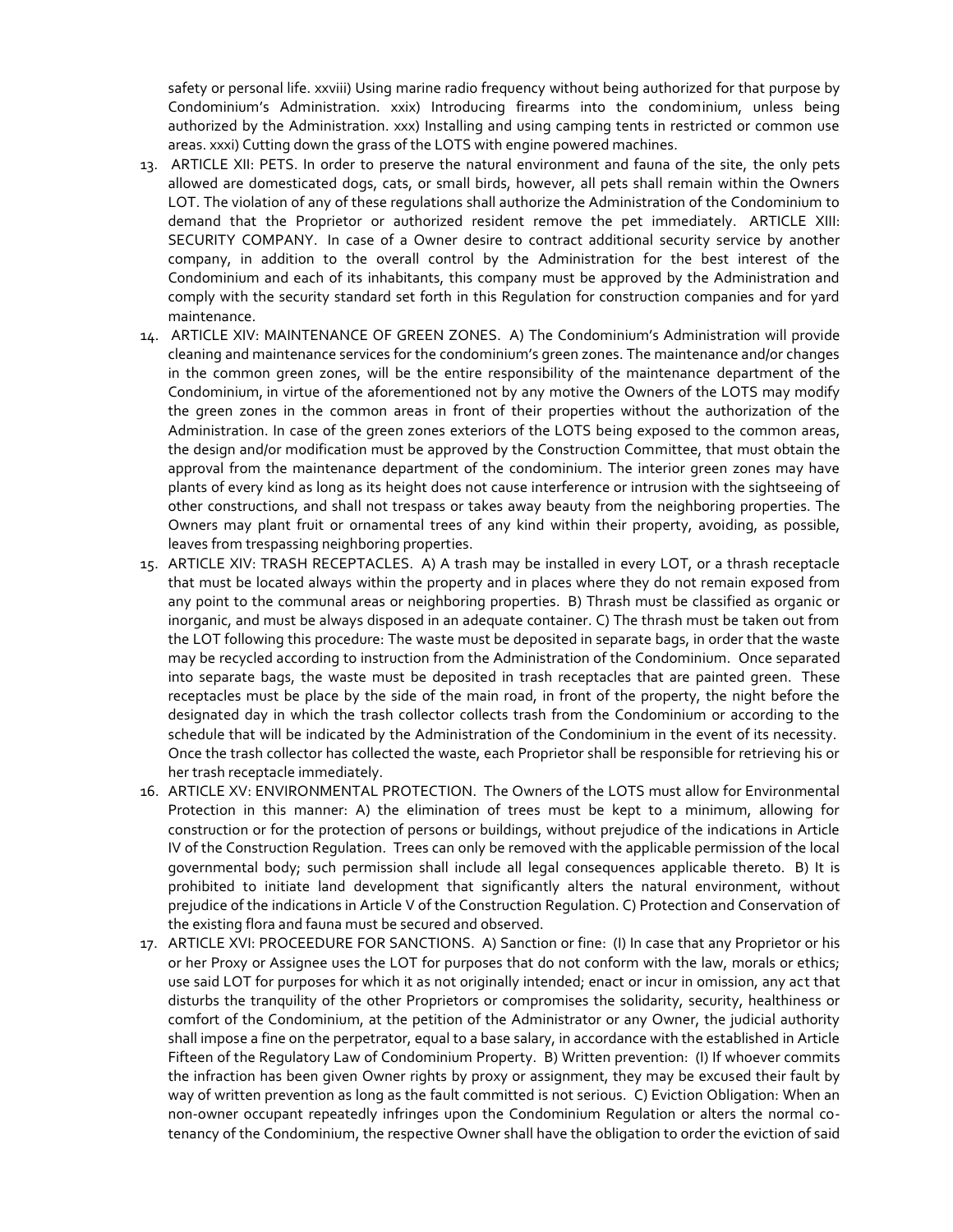safety or personal life. xxviii) Using marine radio frequency without being authorized for that purpose by Condominium's Administration. xxix) Introducing firearms into the condominium, unless being authorized by the Administration. xxx) Installing and using camping tents in restricted or common use areas. xxxi) Cutting down the grass of the LOTS with engine powered machines.

13. ARTICLE XII: PETS. In order to preserve the natural environment and fauna of the site, the only pets allowed are domesticated dogs, cats, or small birds, however, all pets shall remain within the Owners LOT. The violation of any of these regulations shall authorize the Administration of the Condominium to demand that the Proprietor or authorized resident remove the pet immediately. ARTICLE XIII: SECURITY COMPANY. In case of a Owner desire to contract additional security service by another company, in addition to the overall control by the Administration for the best interest of the Condominium and each of its inhabitants, this company must be approved by the Administration and comply with the security standard set forth in this Regulation for construction companies and for yard maintenance.
14. ARTICLE XIV: MAINTENANCE OF GREEN ZONES. A) The Condominium's Administration will provide cleaning and maintenance services for the condominium's green zones. The maintenance and/or changes in the common green zones, will be the entire responsibility of the maintenance department of the Condominium, in virtue of the aforementioned not by any motive the Owners of the LOTS may modify the green zones in the common areas in front of their properties without the authorization of the Administration. In case of the green zones exteriors of the LOTS being exposed to the common areas, the design and/or modification must be approved by the Construction Committee, that must obtain the approval from the maintenance department of the condominium. The interior green zones may have plants of every kind as long as its height does not cause interference or intrusion with the sightseeing of other constructions, and shall not trespass or takes away beauty from the neighboring properties. The Owners may plant fruit or ornamental trees of any kind within their property, avoiding, as possible, leaves from trespassing neighboring properties.
15. ARTICLE XIV: TRASH RECEPTACLES. A) A trash may be installed in every LOT, or a thrash receptacle that must be located always within the property and in places where they do not remain exposed from any point to the communal areas or neighboring properties. B) Thrash must be classified as organic or inorganic, and must be always disposed in an adequate container. C) The thrash must be taken out from the LOT following this procedure: The waste must be deposited in separate bags, in order that the waste may be recycled according to instruction from the Administration of the Condominium. Once separated into separate bags, the waste must be deposited in trash receptacles that are painted green. These receptacles must be place by the side of the main road, in front of the property, the night before the designated day in which the trash collector collects trash from the Condominium or according to the schedule that will be indicated by the Administration of the Condominium in the event of its necessity. Once the trash collector has collected the waste, each Proprietor shall be responsible for retrieving his or her trash receptacle immediately.
16. ARTICLE XV: ENVIRONMENTAL PROTECTION. The Owners of the LOTS must allow for Environmental Protection in this manner: A) the elimination of trees must be kept to a minimum, allowing for construction or for the protection of persons or buildings, without prejudice of the indications in Article IV of the Construction Regulation. Trees can only be removed with the applicable permission of the local governmental body; such permission shall include all legal consequences applicable thereto. B) It is prohibited to initiate land development that significantly alters the natural environment, without prejudice of the indications in Article V of the Construction Regulation. C) Protection and Conservation of the existing flora and fauna must be secured and observed.
17. ARTICLE XVI: PROCEEDURE FOR SANCTIONS. A) Sanction or fine: (I) In case that any Proprietor or his or her Proxy or Assignee uses the LOT for purposes that do not conform with the law, morals or ethics; use said LOT for purposes for which it as not originally intended; enact or incur in omission, any act that disturbs the tranquility of the other Proprietors or compromises the solidarity, security, healthiness or comfort of the Condominium, at the petition of the Administrator or any Owner, the judicial authority shall impose a fine on the perpetrator, equal to a base salary, in accordance with the established in Article Fifteen of the Regulatory Law of Condominium Property. B) Written prevention: (I) If whoever commits the infraction has been given Owner rights by proxy or assignment, they may be excused their fault by way of written prevention as long as the fault committed is not serious. C) Eviction Obligation: When an non-owner occupant repeatedly infringes upon the Condominium Regulation or alters the normal co-tenancy of the Condominium, the respective Owner shall have the obligation to order the eviction of said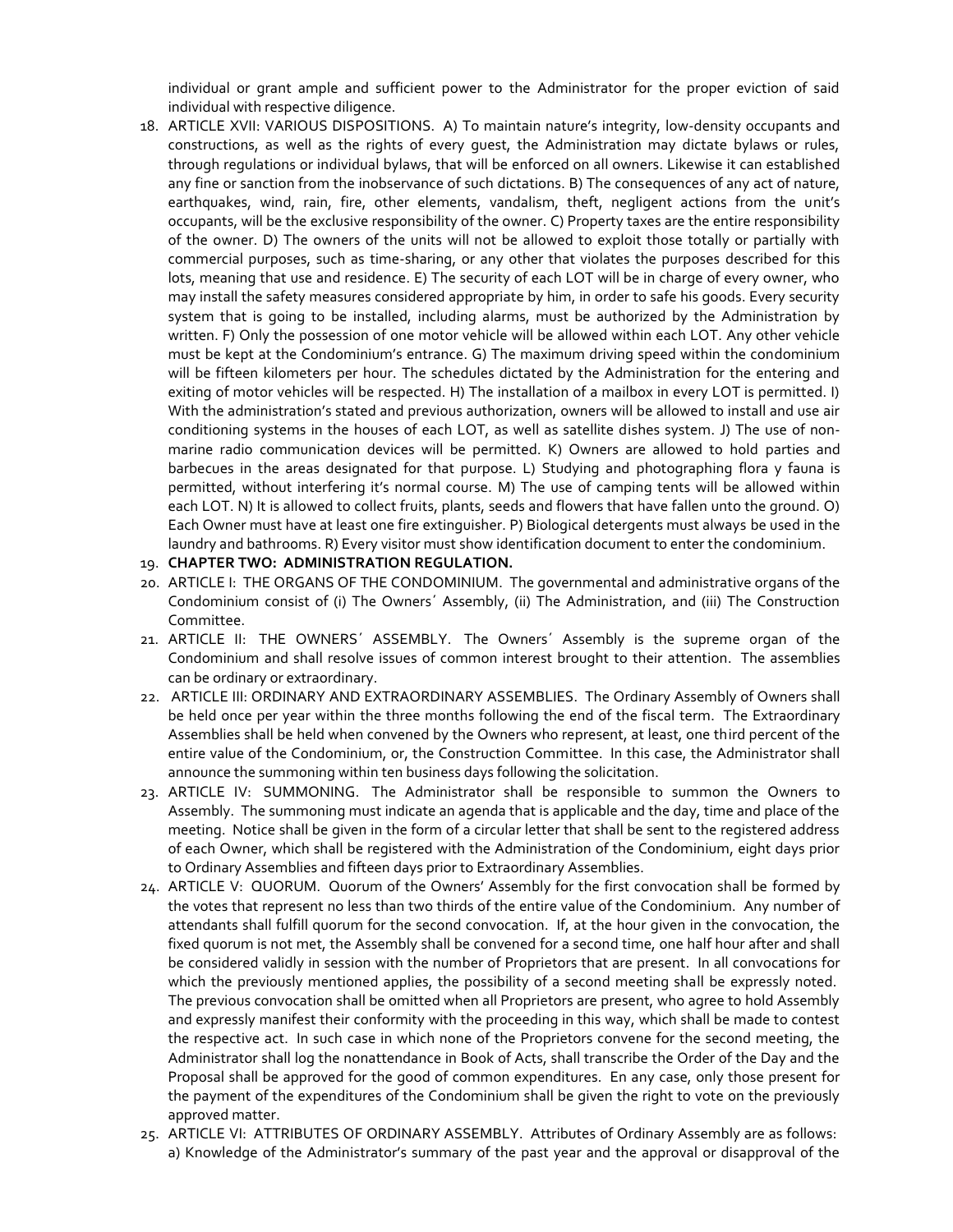individual or grant ample and sufficient power to the Administrator for the proper eviction of said individual with respective diligence.

18. ARTICLE XVII: VARIOUS DISPOSITIONS. A) To maintain nature's integrity, low-density occupants and constructions, as well as the rights of every guest, the Administration may dictate bylaws or rules, through regulations or individual bylaws, that will be enforced on all owners. Likewise it can established any fine or sanction from the inobservance of such dictations. B) The consequences of any act of nature, earthquakes, wind, rain, fire, other elements, vandalism, theft, negligent actions from the unit's occupants, will be the exclusive responsibility of the owner. C) Property taxes are the entire responsibility of the owner. D) The owners of the units will not be allowed to exploit those totally or partially with commercial purposes, such as time-sharing, or any other that violates the purposes described for this lots, meaning that use and residence. E) The security of each LOT will be in charge of every owner, who may install the safety measures considered appropriate by him, in order to safe his goods. Every security system that is going to be installed, including alarms, must be authorized by the Administration by written. F) Only the possession of one motor vehicle will be allowed within each LOT. Any other vehicle must be kept at the Condominium's entrance. G) The maximum driving speed within the condominium will be fifteen kilometers per hour. The schedules dictated by the Administration for the entering and exiting of motor vehicles will be respected. H) The installation of a mailbox in every LOT is permitted. I) With the administration's stated and previous authorization, owners will be allowed to install and use air conditioning systems in the houses of each LOT, as well as satellite dishes system. J) The use of non-marine radio communication devices will be permitted. K) Owners are allowed to hold parties and barbecues in the areas designated for that purpose. L) Studying and photographing flora y fauna is permitted, without interfering it's normal course. M) The use of camping tents will be allowed within each LOT. N) It is allowed to collect fruits, plants, seeds and flowers that have fallen unto the ground. O) Each Owner must have at least one fire extinguisher. P) Biological detergents must always be used in the laundry and bathrooms. R) Every visitor must show identification document to enter the condominium.
19. **CHAPTER TWO: ADMINISTRATION REGULATION.**
20. ARTICLE I: THE ORGANS OF THE CONDOMINIUM. The governmental and administrative organs of the Condominium consist of (i) The Owners´ Assembly, (ii) The Administration, and (iii) The Construction Committee.
21. ARTICLE II: THE OWNERS´ ASSEMBLY. The Owners´ Assembly is the supreme organ of the Condominium and shall resolve issues of common interest brought to their attention. The assemblies can be ordinary or extraordinary.
22. ARTICLE III: ORDINARY AND EXTRAORDINARY ASSEMBLIES. The Ordinary Assembly of Owners shall be held once per year within the three months following the end of the fiscal term. The Extraordinary Assemblies shall be held when convened by the Owners who represent, at least, one third percent of the entire value of the Condominium, or, the Construction Committee. In this case, the Administrator shall announce the summoning within ten business days following the solicitation.
23. ARTICLE IV: SUMMONING. The Administrator shall be responsible to summon the Owners to Assembly. The summoning must indicate an agenda that is applicable and the day, time and place of the meeting. Notice shall be given in the form of a circular letter that shall be sent to the registered address of each Owner, which shall be registered with the Administration of the Condominium, eight days prior to Ordinary Assemblies and fifteen days prior to Extraordinary Assemblies.
24. ARTICLE V: QUORUM. Quorum of the Owners' Assembly for the first convocation shall be formed by the votes that represent no less than two thirds of the entire value of the Condominium. Any number of attendants shall fulfill quorum for the second convocation. If, at the hour given in the convocation, the fixed quorum is not met, the Assembly shall be convened for a second time, one half hour after and shall be considered validly in session with the number of Proprietors that are present. In all convocations for which the previously mentioned applies, the possibility of a second meeting shall be expressly noted. The previous convocation shall be omitted when all Proprietors are present, who agree to hold Assembly and expressly manifest their conformity with the proceeding in this way, which shall be made to contest the respective act. In such case in which none of the Proprietors convene for the second meeting, the Administrator shall log the nonattendance in Book of Acts, shall transcribe the Order of the Day and the Proposal shall be approved for the good of common expenditures. En any case, only those present for the payment of the expenditures of the Condominium shall be given the right to vote on the previously approved matter.
25. ARTICLE VI: ATTRIBUTES OF ORDINARY ASSEMBLY. Attributes of Ordinary Assembly are as follows: a) Knowledge of the Administrator's summary of the past year and the approval or disapproval of the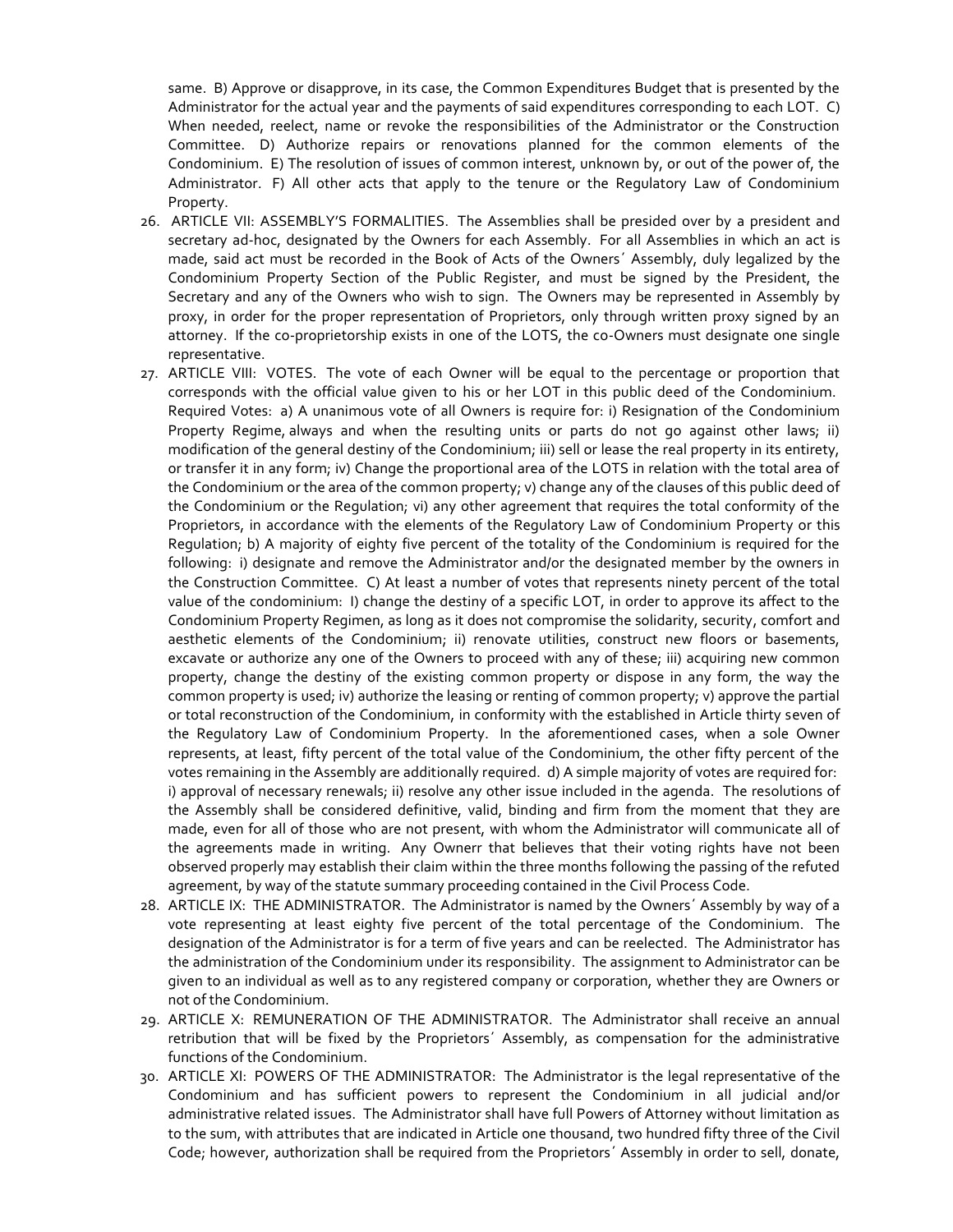same. B) Approve or disapprove, in its case, the Common Expenditures Budget that is presented by the Administrator for the actual year and the payments of said expenditures corresponding to each LOT. C) When needed, reelect, name or revoke the responsibilities of the Administrator or the Construction Committee. D) Authorize repairs or renovations planned for the common elements of the Condominium. E) The resolution of issues of common interest, unknown by, or out of the power of, the Administrator. F) All other acts that apply to the tenure or the Regulatory Law of Condominium Property.

26. ARTICLE VII: ASSEMBLY'S FORMALITIES. The Assemblies shall be presided over by a president and secretary ad-hoc, designated by the Owners for each Assembly. For all Assemblies in which an act is made, said act must be recorded in the Book of Acts of the Owners´ Assembly, duly legalized by the Condominium Property Section of the Public Register, and must be signed by the President, the Secretary and any of the Owners who wish to sign. The Owners may be represented in Assembly by proxy, in order for the proper representation of Proprietors, only through written proxy signed by an attorney. If the co-proprietorship exists in one of the LOTS, the co-Owners must designate one single representative.
27. ARTICLE VIII: VOTES. The vote of each Owner will be equal to the percentage or proportion that corresponds with the official value given to his or her LOT in this public deed of the Condominium. Required Votes: a) A unanimous vote of all Owners is require for: i) Resignation of the Condominium Property Regime, always and when the resulting units or parts do not go against other laws; ii) modification of the general destiny of the Condominium; iii) sell or lease the real property in its entirety, or transfer it in any form; iv) Change the proportional area of the LOTS in relation with the total area of the Condominium or the area of the common property; v) change any of the clauses of this public deed of the Condominium or the Regulation; vi) any other agreement that requires the total conformity of the Proprietors, in accordance with the elements of the Regulatory Law of Condominium Property or this Regulation; b) A majority of eighty five percent of the totality of the Condominium is required for the following: i) designate and remove the Administrator and/or the designated member by the owners in the Construction Committee. C) At least a number of votes that represents ninety percent of the total value of the condominium: I) change the destiny of a specific LOT, in order to approve its affect to the Condominium Property Regimen, as long as it does not compromise the solidarity, security, comfort and aesthetic elements of the Condominium; ii) renovate utilities, construct new floors or basements, excavate or authorize any one of the Owners to proceed with any of these; iii) acquiring new common property, change the destiny of the existing common property or dispose in any form, the way the common property is used; iv) authorize the leasing or renting of common property; v) approve the partial or total reconstruction of the Condominium, in conformity with the established in Article thirty seven of the Regulatory Law of Condominium Property. In the aforementioned cases, when a sole Owner represents, at least, fifty percent of the total value of the Condominium, the other fifty percent of the votes remaining in the Assembly are additionally required. d) A simple majority of votes are required for: i) approval of necessary renewals; ii) resolve any other issue included in the agenda. The resolutions of the Assembly shall be considered definitive, valid, binding and firm from the moment that they are made, even for all of those who are not present, with whom the Administrator will communicate all of the agreements made in writing. Any Ownerr that believes that their voting rights have not been observed properly may establish their claim within the three months following the passing of the refuted agreement, by way of the statute summary proceeding contained in the Civil Process Code.
28. ARTICLE IX: THE ADMINISTRATOR. The Administrator is named by the Owners´ Assembly by way of a vote representing at least eighty five percent of the total percentage of the Condominium. The designation of the Administrator is for a term of five years and can be reelected. The Administrator has the administration of the Condominium under its responsibility. The assignment to Administrator can be given to an individual as well as to any registered company or corporation, whether they are Owners or not of the Condominium.
29. ARTICLE X: REMUNERATION OF THE ADMINISTRATOR. The Administrator shall receive an annual retribution that will be fixed by the Proprietors´ Assembly, as compensation for the administrative functions of the Condominium.
30. ARTICLE XI: POWERS OF THE ADMINISTRATOR: The Administrator is the legal representative of the Condominium and has sufficient powers to represent the Condominium in all judicial and/or administrative related issues. The Administrator shall have full Powers of Attorney without limitation as to the sum, with attributes that are indicated in Article one thousand, two hundred fifty three of the Civil Code; however, authorization shall be required from the Proprietors´ Assembly in order to sell, donate,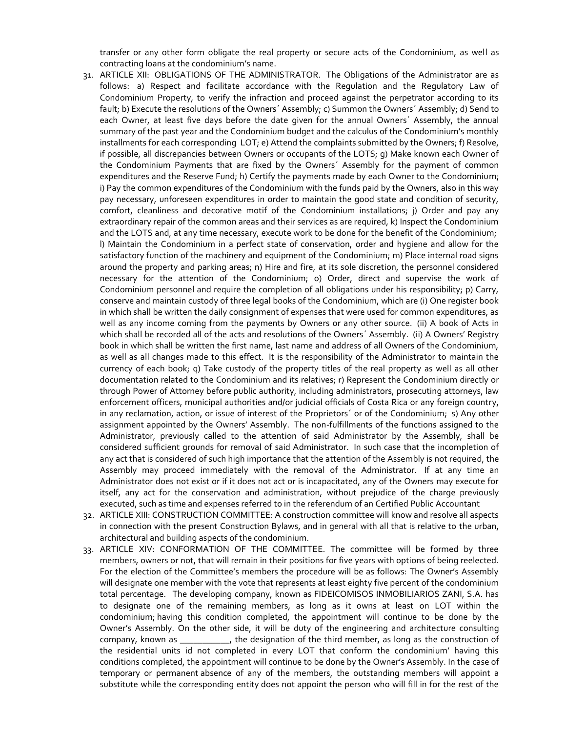transfer or any other form obligate the real property or secure acts of the Condominium, as well as contracting loans at the condominium's name.

31. ARTICLE XII: OBLIGATIONS OF THE ADMINISTRATOR. The Obligations of the Administrator are as follows: a) Respect and facilitate accordance with the Regulation and the Regulatory Law of Condominium Property, to verify the infraction and proceed against the perpetrator according to its fault; b) Execute the resolutions of the Owners´ Assembly; c) Summon the Owners´ Assembly; d) Send to each Owner, at least five days before the date given for the annual Owners´ Assembly, the annual summary of the past year and the Condominium budget and the calculus of the Condominium's monthly installments for each corresponding LOT; e) Attend the complaints submitted by the Owners; f) Resolve, if possible, all discrepancies between Owners or occupants of the LOTS; g) Make known each Owner of the Condominium Payments that are fixed by the Owners´ Assembly for the payment of common expenditures and the Reserve Fund; h) Certify the payments made by each Owner to the Condominium; i) Pay the common expenditures of the Condominium with the funds paid by the Owners, also in this way pay necessary, unforeseen expenditures in order to maintain the good state and condition of security, comfort, cleanliness and decorative motif of the Condominium installations; j) Order and pay any extraordinary repair of the common areas and their services as are required, k) Inspect the Condominium and the LOTS and, at any time necessary, execute work to be done for the benefit of the Condominium; l) Maintain the Condominium in a perfect state of conservation, order and hygiene and allow for the satisfactory function of the machinery and equipment of the Condominium; m) Place internal road signs around the property and parking areas; n) Hire and fire, at its sole discretion, the personnel considered necessary for the attention of the Condominium; o) Order, direct and supervise the work of Condominium personnel and require the completion of all obligations under his responsibility; p) Carry, conserve and maintain custody of three legal books of the Condominium, which are (i) One register book in which shall be written the daily consignment of expenses that were used for common expenditures, as well as any income coming from the payments by Owners or any other source. (ii) A book of Acts in which shall be recorded all of the acts and resolutions of the Owners´ Assembly. (ii) A Owners' Registry book in which shall be written the first name, last name and address of all Owners of the Condominium, as well as all changes made to this effect. It is the responsibility of the Administrator to maintain the currency of each book; q) Take custody of the property titles of the real property as well as all other documentation related to the Condominium and its relatives; r) Represent the Condominium directly or through Power of Attorney before public authority, including administrators, prosecuting attorneys, law enforcement officers, municipal authorities and/or judicial officials of Costa Rica or any foreign country, in any reclamation, action, or issue of interest of the Proprietors´ or of the Condominium; s) Any other assignment appointed by the Owners' Assembly. The non-fulfillments of the functions assigned to the Administrator, previously called to the attention of said Administrator by the Assembly, shall be considered sufficient grounds for removal of said Administrator. In such case that the incompletion of any act that is considered of such high importance that the attention of the Assembly is not required, the Assembly may proceed immediately with the removal of the Administrator. If at any time an Administrator does not exist or if it does not act or is incapacitated, any of the Owners may execute for itself, any act for the conservation and administration, without prejudice of the charge previously executed, such as time and expenses referred to in the referendum of an Certified Public Accountant

32. ARTICLE XIII: CONSTRUCTION COMMITTEE: A construction committee will know and resolve all aspects in connection with the present Construction Bylaws, and in general with all that is relative to the urban, architectural and building aspects of the condominium.

33. ARTICLE XIV: CONFORMATION OF THE COMMITTEE. The committee will be formed by three members, owners or not, that will remain in their positions for five years with options of being reelected. For the election of the Committee's members the procedure will be as follows: The Owner's Assembly will designate one member with the vote that represents at least eighty five percent of the condominium total percentage. The developing company, known as FIDEICOMISOS INMOBILIARIOS ZANI, S.A. has to designate one of the remaining members, as long as it owns at least on LOT within the condominium; having this condition completed, the appointment will continue to be done by the Owner's Assembly. On the other side, it will be duty of the engineering and architecture consulting company, known as ___________, the designation of the third member, as long as the construction of the residential units id not completed in every LOT that conform the condominium' having this conditions completed, the appointment will continue to be done by the Owner's Assembly. In the case of temporary or permanent absence of any of the members, the outstanding members will appoint a substitute while the corresponding entity does not appoint the person who will fill in for the rest of the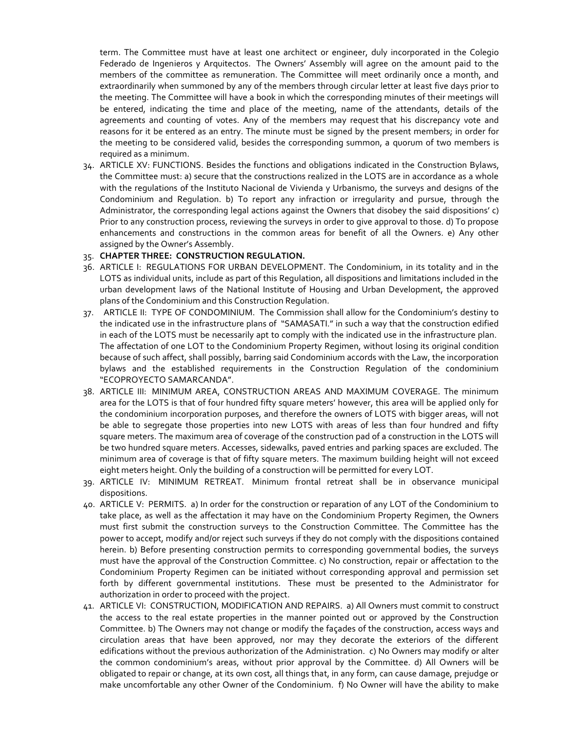term. The Committee must have at least one architect or engineer, duly incorporated in the Colegio Federado de Ingenieros y Arquitectos. The Owners' Assembly will agree on the amount paid to the members of the committee as remuneration. The Committee will meet ordinarily once a month, and extraordinarily when summoned by any of the members through circular letter at least five days prior to the meeting. The Committee will have a book in which the corresponding minutes of their meetings will be entered, indicating the time and place of the meeting, name of the attendants, details of the agreements and counting of votes. Any of the members may request that his discrepancy vote and reasons for it be entered as an entry. The minute must be signed by the present members; in order for the meeting to be considered valid, besides the corresponding summon, a quorum of two members is required as a minimum.

34. ARTICLE XV: FUNCTIONS. Besides the functions and obligations indicated in the Construction Bylaws, the Committee must: a) secure that the constructions realized in the LOTS are in accordance as a whole with the regulations of the Instituto Nacional de Vivienda y Urbanismo, the surveys and designs of the Condominium and Regulation. b) To report any infraction or irregularity and pursue, through the Administrator, the corresponding legal actions against the Owners that disobey the said dispositions' c) Prior to any construction process, reviewing the surveys in order to give approval to those. d) To propose enhancements and constructions in the common areas for benefit of all the Owners. e) Any other assigned by the Owner's Assembly.
35. **CHAPTER THREE: CONSTRUCTION REGULATION.**
36. ARTICLE I: REGULATIONS FOR URBAN DEVELOPMENT. The Condominium, in its totality and in the LOTS as individual units, include as part of this Regulation, all dispositions and limitations included in the urban development laws of the National Institute of Housing and Urban Development, the approved plans of the Condominium and this Construction Regulation.
37. ARTICLE II: TYPE OF CONDOMINIUM. The Commission shall allow for the Condominium's destiny to the indicated use in the infrastructure plans of "SAMASATI." in such a way that the construction edified in each of the LOTS must be necessarily apt to comply with the indicated use in the infrastructure plan. The affectation of one LOT to the Condominium Property Regimen, without losing its original condition because of such affect, shall possibly, barring said Condominium accords with the Law, the incorporation bylaws and the established requirements in the Construction Regulation of the condominium "ECOPROYECTO SAMARCANDA".
38. ARTICLE III: MINIMUM AREA, CONSTRUCTION AREAS AND MAXIMUM COVERAGE. The minimum area for the LOTS is that of four hundred fifty square meters' however, this area will be applied only for the condominium incorporation purposes, and therefore the owners of LOTS with bigger areas, will not be able to segregate those properties into new LOTS with areas of less than four hundred and fifty square meters. The maximum area of coverage of the construction pad of a construction in the LOTS will be two hundred square meters. Accesses, sidewalks, paved entries and parking spaces are excluded. The minimum area of coverage is that of fifty square meters. The maximum building height will not exceed eight meters height. Only the building of a construction will be permitted for every LOT.
39. ARTICLE IV: MINIMUM RETREAT. Minimum frontal retreat shall be in observance municipal dispositions.
40. ARTICLE V: PERMITS. a) In order for the construction or reparation of any LOT of the Condominium to take place, as well as the affectation it may have on the Condominium Property Regimen, the Owners must first submit the construction surveys to the Construction Committee. The Committee has the power to accept, modify and/or reject such surveys if they do not comply with the dispositions contained herein. b) Before presenting construction permits to corresponding governmental bodies, the surveys must have the approval of the Construction Committee. c) No construction, repair or affectation to the Condominium Property Regimen can be initiated without corresponding approval and permission set forth by different governmental institutions. These must be presented to the Administrator for authorization in order to proceed with the project.
41. ARTICLE VI: CONSTRUCTION, MODIFICATION AND REPAIRS. a) All Owners must commit to construct the access to the real estate properties in the manner pointed out or approved by the Construction Committee. b) The Owners may not change or modify the façades of the construction, access ways and circulation areas that have been approved, nor may they decorate the exteriors of the different edifications without the previous authorization of the Administration. c) No Owners may modify or alter the common condominium's areas, without prior approval by the Committee. d) All Owners will be obligated to repair or change, at its own cost, all things that, in any form, can cause damage, prejudge or make uncomfortable any other Owner of the Condominium. f) No Owner will have the ability to make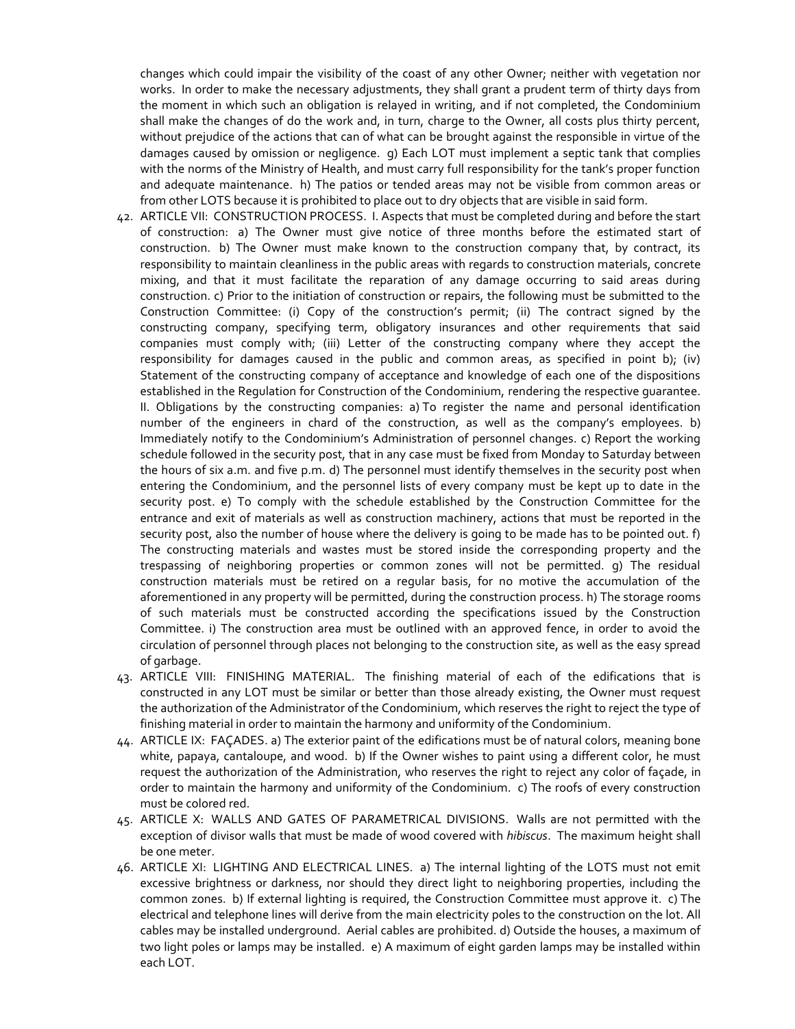changes which could impair the visibility of the coast of any other Owner; neither with vegetation nor works. In order to make the necessary adjustments, they shall grant a prudent term of thirty days from the moment in which such an obligation is relayed in writing, and if not completed, the Condominium shall make the changes of do the work and, in turn, charge to the Owner, all costs plus thirty percent, without prejudice of the actions that can of what can be brought against the responsible in virtue of the damages caused by omission or negligence. g) Each LOT must implement a septic tank that complies with the norms of the Ministry of Health, and must carry full responsibility for the tank's proper function and adequate maintenance. h) The patios or tended areas may not be visible from common areas or from other LOTS because it is prohibited to place out to dry objects that are visible in said form.

42. ARTICLE VII: CONSTRUCTION PROCESS. I. Aspects that must be completed during and before the start of construction: a) The Owner must give notice of three months before the estimated start of construction. b) The Owner must make known to the construction company that, by contract, its responsibility to maintain cleanliness in the public areas with regards to construction materials, concrete mixing, and that it must facilitate the reparation of any damage occurring to said areas during construction. c) Prior to the initiation of construction or repairs, the following must be submitted to the Construction Committee: (i) Copy of the construction's permit; (ii) The contract signed by the constructing company, specifying term, obligatory insurances and other requirements that said companies must comply with; (iii) Letter of the constructing company where they accept the responsibility for damages caused in the public and common areas, as specified in point b); (iv) Statement of the constructing company of acceptance and knowledge of each one of the dispositions established in the Regulation for Construction of the Condominium, rendering the respective guarantee. II. Obligations by the constructing companies: a) To register the name and personal identification number of the engineers in chard of the construction, as well as the company's employees. b) Immediately notify to the Condominium's Administration of personnel changes. c) Report the working schedule followed in the security post, that in any case must be fixed from Monday to Saturday between the hours of six a.m. and five p.m. d) The personnel must identify themselves in the security post when entering the Condominium, and the personnel lists of every company must be kept up to date in the security post. e) To comply with the schedule established by the Construction Committee for the entrance and exit of materials as well as construction machinery, actions that must be reported in the security post, also the number of house where the delivery is going to be made has to be pointed out. f) The constructing materials and wastes must be stored inside the corresponding property and the trespassing of neighboring properties or common zones will not be permitted. g) The residual construction materials must be retired on a regular basis, for no motive the accumulation of the aforementioned in any property will be permitted, during the construction process. h) The storage rooms of such materials must be constructed according the specifications issued by the Construction Committee. i) The construction area must be outlined with an approved fence, in order to avoid the circulation of personnel through places not belonging to the construction site, as well as the easy spread of garbage.
43. ARTICLE VIII: FINISHING MATERIAL. The finishing material of each of the edifications that is constructed in any LOT must be similar or better than those already existing, the Owner must request the authorization of the Administrator of the Condominium, which reserves the right to reject the type of finishing material in order to maintain the harmony and uniformity of the Condominium.
44. ARTICLE IX: FAÇADES. a) The exterior paint of the edifications must be of natural colors, meaning bone white, papaya, cantaloupe, and wood. b) If the Owner wishes to paint using a different color, he must request the authorization of the Administration, who reserves the right to reject any color of façade, in order to maintain the harmony and uniformity of the Condominium. c) The roofs of every construction must be colored red.
45. ARTICLE X: WALLS AND GATES OF PARAMETRICAL DIVISIONS. Walls are not permitted with the exception of divisor walls that must be made of wood covered with *hibiscus*. The maximum height shall be one meter.
46. ARTICLE XI: LIGHTING AND ELECTRICAL LINES. a) The internal lighting of the LOTS must not emit excessive brightness or darkness, nor should they direct light to neighboring properties, including the common zones. b) If external lighting is required, the Construction Committee must approve it. c) The electrical and telephone lines will derive from the main electricity poles to the construction on the lot. All cables may be installed underground. Aerial cables are prohibited. d) Outside the houses, a maximum of two light poles or lamps may be installed. e) A maximum of eight garden lamps may be installed within each LOT.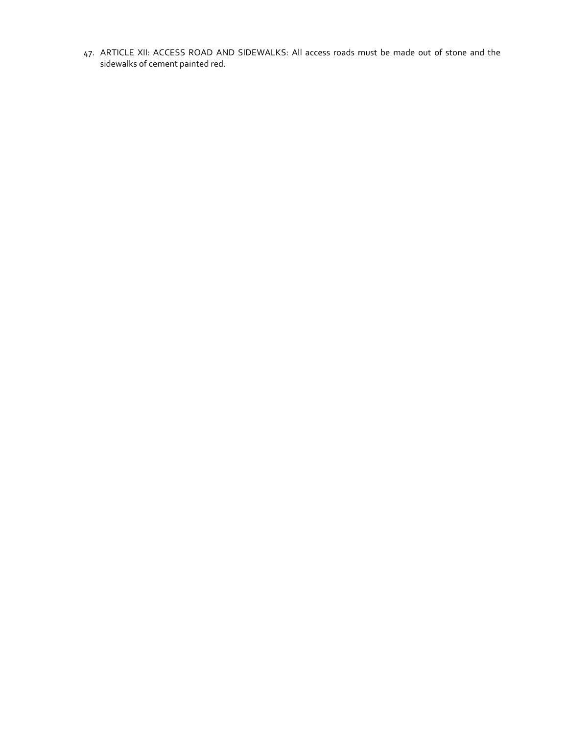47. ARTICLE XII: ACCESS ROAD AND SIDEWALKS: All access roads must be made out of stone and the sidewalks of cement painted red.